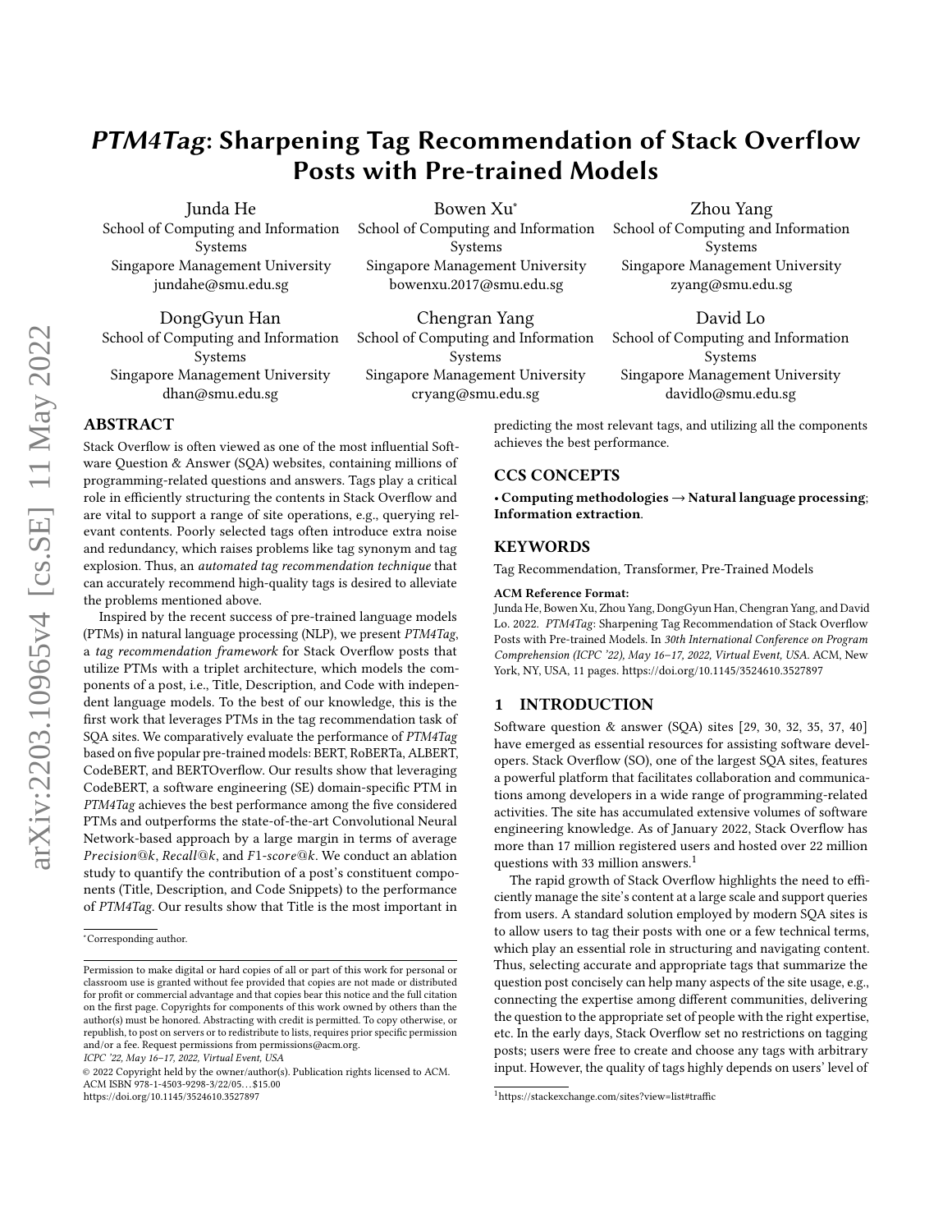# *PTM4Tag*: Sharpening Tag Recommendation of Stack Overflow Posts with Pre-trained Models

Junda He
School of Computing and Information Systems
Singapore Management University
jundahe@smu.edu.sg

Bowen Xu*
School of Computing and Information Systems
Singapore Management University
bowenxu.2017@smu.edu.sg

Zhou Yang
School of Computing and Information Systems
Singapore Management University
zyang@smu.edu.sg

DongGyun Han
School of Computing and Information Systems
Singapore Management University
dhan@smu.edu.sg

Chengran Yang
School of Computing and Information Systems
Singapore Management University
cryang@smu.edu.sg

David Lo
School of Computing and Information Systems
Singapore Management University
davidlo@smu.edu.sg

## ABSTRACT

Stack Overflow is often viewed as one of the most influential Software Question & Answer (SQA) websites, containing millions of programming-related questions and answers. Tags play a critical role in efficiently structuring the contents in Stack Overflow and are vital to support a range of site operations, e.g., querying relevant contents. Poorly selected tags often introduce extra noise and redundancy, which raises problems like tag synonym and tag explosion. Thus, an *automated tag recommendation technique* that can accurately recommend high-quality tags is desired to alleviate the problems mentioned above.

Inspired by the recent success of pre-trained language models (PTMs) in natural language processing (NLP), we present *PTM4Tag*, a *tag recommendation framework* for Stack Overflow posts that utilize PTMs with a triplet architecture, which models the components of a post, i.e., Title, Description, and Code with independent language models. To the best of our knowledge, this is the first work that leverages PTMs in the tag recommendation task of SQA sites. We comparatively evaluate the performance of *PTM4Tag* based on five popular pre-trained models: BERT, RoBERTa, ALBERT, CodeBERT, and BERTOverflow. Our results show that leveraging CodeBERT, a software engineering (SE) domain-specific PTM in *PTM4Tag* achieves the best performance among the five considered PTMs and outperforms the state-of-the-art Convolutional Neural Network-based approach by a large margin in terms of average $Precision@k$, $Recall@k$, and $F1\text{-}score@k$. We conduct an ablation study to quantify the contribution of a post's constituent components (Title, Description, and Code Snippets) to the performance of *PTM4Tag*. Our results show that Title is the most important in predicting the most relevant tags, and utilizing all the components achieves the best performance.

## CCS CONCEPTS

• **Computing methodologies → Natural language processing**; **Information extraction**.

## KEYWORDS

Tag Recommendation, Transformer, Pre-Trained Models

**ACM Reference Format:**
Junda He, Bowen Xu, Zhou Yang, DongGyun Han, Chengran Yang, and David Lo. 2022. *PTM4Tag*: Sharpening Tag Recommendation of Stack Overflow Posts with Pre-trained Models. In *30th International Conference on Program Comprehension (ICPC '22), May 16–17, 2022, Virtual Event, USA.* ACM, New York, NY, USA, 11 pages. https://doi.org/10.1145/3524610.3527897

## 1 INTRODUCTION

Software question & answer (SQA) sites [29, 30, 32, 35, 37, 40] have emerged as essential resources for assisting software developers. Stack Overflow (SO), one of the largest SQA sites, features a powerful platform that facilitates collaboration and communications among developers in a wide range of programming-related activities. The site has accumulated extensive volumes of software engineering knowledge. As of January 2022, Stack Overflow has more than 17 million registered users and hosted over 22 million questions with 33 million answers.[1]

The rapid growth of Stack Overflow highlights the need to efficiently manage the site's content at a large scale and support queries from users. A standard solution employed by modern SQA sites is to allow users to tag their posts with one or a few technical terms, which play an essential role in structuring and navigating content. Thus, selecting accurate and appropriate tags that summarize the question post concisely can help many aspects of the site usage, e.g., connecting the expertise among different communities, delivering the question to the appropriate set of people with the right expertise, etc. In the early days, Stack Overflow set no restrictions on tagging posts; users were free to create and choose any tags with arbitrary input. However, the quality of tags highly depends on users' level of

*Corresponding author.

Permission to make digital or hard copies of all or part of this work for personal or classroom use is granted without fee provided that copies are not made or distributed for profit or commercial advantage and that copies bear this notice and the full citation on the first page. Copyrights for components of this work owned by others than the author(s) must be honored. Abstracting with credit is permitted. To copy otherwise, or republish, to post on servers or to redistribute to lists, requires prior specific permission and/or a fee. Request permissions from permissions@acm.org.
ICPC '22, May 16–17, 2022, Virtual Event, USA
© 2022 Copyright held by the owner/author(s). Publication rights licensed to ACM.
ACM ISBN 978-1-4503-9298-3/22/05...$15.00
https://doi.org/10.1145/3524610.3527897

[1] https://stackexchange.com/sites?view=list#traffic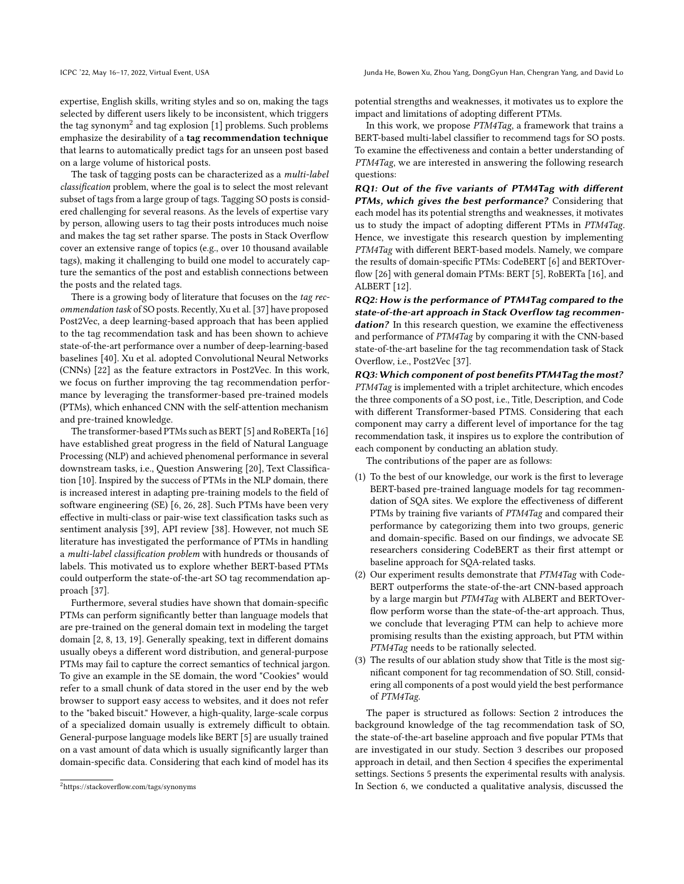expertise, English skills, writing styles and so on, making the tags selected by different users likely to be inconsistent, which triggers the tag synonym[2] and tag explosion [1] problems. Such problems emphasize the desirability of a **tag recommendation technique** that learns to automatically predict tags for an unseen post based on a large volume of historical posts.

The task of tagging posts can be characterized as a *multi-label classification* problem, where the goal is to select the most relevant subset of tags from a large group of tags. Tagging SO posts is considered challenging for several reasons. As the levels of expertise vary by person, allowing users to tag their posts introduces much noise and makes the tag set rather sparse. The posts in Stack Overflow cover an extensive range of topics (e.g., over 10 thousand available tags), making it challenging to build one model to accurately capture the semantics of the post and establish connections between the posts and the related tags.

There is a growing body of literature that focuses on the *tag recommendation task* of SO posts. Recently, Xu et al. [37] have proposed Post2Vec, a deep learning-based approach that has been applied to the tag recommendation task and has been shown to achieve state-of-the-art performance over a number of deep-learning-based baselines [40]. Xu et al. adopted Convolutional Neural Networks (CNNs) [22] as the feature extractors in Post2Vec. In this work, we focus on further improving the tag recommendation performance by leveraging the transformer-based pre-trained models (PTMs), which enhanced CNN with the self-attention mechanism and pre-trained knowledge.

The transformer-based PTMs such as BERT [5] and RoBERTa [16] have established great progress in the field of Natural Language Processing (NLP) and achieved phenomenal performance in several downstream tasks, i.e., Question Answering [20], Text Classification [10]. Inspired by the success of PTMs in the NLP domain, there is increased interest in adapting pre-training models to the field of software engineering (SE) [6, 26, 28]. Such PTMs have been very effective in multi-class or pair-wise text classification tasks such as sentiment analysis [39], API review [38]. However, not much SE literature has investigated the performance of PTMs in handling a *multi-label classification problem* with hundreds or thousands of labels. This motivated us to explore whether BERT-based PTMs could outperform the state-of-the-art SO tag recommendation approach [37].

Furthermore, several studies have shown that domain-specific PTMs can perform significantly better than language models that are pre-trained on the general domain text in modeling the target domain [2, 8, 13, 19]. Generally speaking, text in different domains usually obeys a different word distribution, and general-purpose PTMs may fail to capture the correct semantics of technical jargon. To give an example in the SE domain, the word "Cookies" would refer to a small chunk of data stored in the user end by the web browser to support easy access to websites, and it does not refer to the "baked biscuit." However, a high-quality, large-scale corpus of a specialized domain usually is extremely difficult to obtain. General-purpose language models like BERT [5] are usually trained on a vast amount of data which is usually significantly larger than domain-specific data. Considering that each kind of model has its potential strengths and weaknesses, it motivates us to explore the impact and limitations of adopting different PTMs.

In this work, we propose *PTM4Tag*, a framework that trains a BERT-based multi-label classifier to recommend tags for SO posts. To examine the effectiveness and contain a better understanding of *PTM4Tag*, we are interested in answering the following research questions:

***RQ1: Out of the five variants of PTM4Tag with different PTMs, which gives the best performance?*** Considering that each model has its potential strengths and weaknesses, it motivates us to study the impact of adopting different PTMs in *PTM4Tag*. Hence, we investigate this research question by implementing *PTM4Tag* with different BERT-based models. Namely, we compare the results of domain-specific PTMs: CodeBERT [6] and BERTOverflow [26] with general domain PTMs: BERT [5], RoBERTa [16], and ALBERT [12].

***RQ2: How is the performance of PTM4Tag compared to the state-of-the-art approach in Stack Overflow tag recommendation?*** In this research question, we examine the effectiveness and performance of *PTM4Tag* by comparing it with the CNN-based state-of-the-art baseline for the tag recommendation task of Stack Overflow, i.e., Post2Vec [37].

***RQ3: Which component of post benefits PTM4Tag the most?*** *PTM4Tag* is implemented with a triplet architecture, which encodes the three components of a SO post, i.e., Title, Description, and Code with different Transformer-based PTMS. Considering that each component may carry a different level of importance for the tag recommendation task, it inspires us to explore the contribution of each component by conducting an ablation study.

The contributions of the paper are as follows:

1. To the best of our knowledge, our work is the first to leverage BERT-based pre-trained language models for tag recommendation of SQA sites. We explore the effectiveness of different PTMs by training five variants of *PTM4Tag* and compared their performance by categorizing them into two groups, generic and domain-specific. Based on our findings, we advocate SE researchers considering CodeBERT as their first attempt or baseline approach for SQA-related tasks.
2. Our experiment results demonstrate that *PTM4Tag* with CodeBERT outperforms the state-of-the-art CNN-based approach by a large margin but *PTM4Tag* with ALBERT and BERTOverflow perform worse than the state-of-the-art approach. Thus, we conclude that leveraging PTM can help to achieve more promising results than the existing approach, but PTM within *PTM4Tag* needs to be rationally selected.
3. The results of our ablation study show that Title is the most significant component for tag recommendation of SO. Still, considering all components of a post would yield the best performance of *PTM4Tag*.

The paper is structured as follows: Section 2 introduces the background knowledge of the tag recommendation task of SO, the state-of-the-art baseline approach and five popular PTMs that are investigated in our study. Section 3 describes our proposed approach in detail, and then Section 4 specifies the experimental settings. Sections 5 presents the experimental results with analysis. In Section 6, we conducted a qualitative analysis, discussed the

[2] https://stackoverflow.com/tags/synonyms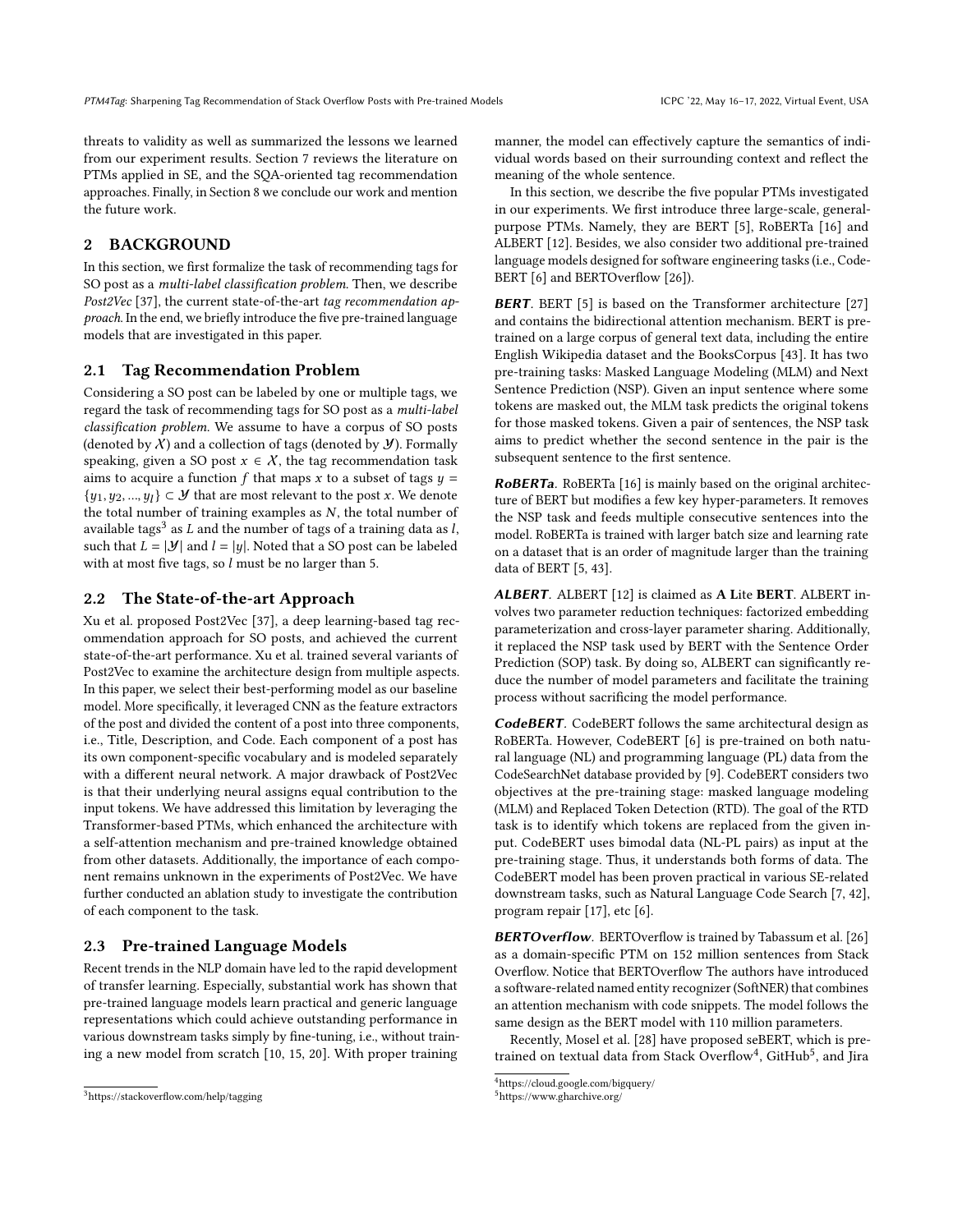threats to validity as well as summarized the lessons we learned from our experiment results. Section 7 reviews the literature on PTMs applied in SE, and the SQA-oriented tag recommendation approaches. Finally, in Section 8 we conclude our work and mention the future work.

## 2 BACKGROUND

In this section, we first formalize the task of recommending tags for SO post as a *multi-label classification problem*. Then, we describe *Post2Vec* [37], the current state-of-the-art *tag recommendation approach*. In the end, we briefly introduce the five pre-trained language models that are investigated in this paper.

### 2.1 Tag Recommendation Problem

Considering a SO post can be labeled by one or multiple tags, we regard the task of recommending tags for SO post as a *multi-label classification problem*. We assume to have a corpus of SO posts (denoted by $\mathcal{X}$) and a collection of tags (denoted by $\mathcal{Y}$). Formally speaking, given a SO post $x \in \mathcal{X}$, the tag recommendation task aims to acquire a function $f$ that maps $x$ to a subset of tags $y = \{y_1, y_2, ..., y_l\} \subset \mathcal{Y}$ that are most relevant to the post $x$. We denote the total number of training examples as $N$, the total number of available tags[3] as $L$ and the number of tags of a training data as $l$, such that $L = |\mathcal{Y}|$ and $l = |y|$. Noted that a SO post can be labeled with at most five tags, so $l$ must be no larger than 5.

### 2.2 The State-of-the-art Approach

Xu et al. proposed Post2Vec [37], a deep learning-based tag recommendation approach for SO posts, and achieved the current state-of-the-art performance. Xu et al. trained several variants of Post2Vec to examine the architecture design from multiple aspects. In this paper, we select their best-performing model as our baseline model. More specifically, it leveraged CNN as the feature extractors of the post and divided the content of a post into three components, i.e., Title, Description, and Code. Each component of a post has its own component-specific vocabulary and is modeled separately with a different neural network. A major drawback of Post2Vec is that their underlying neural assigns equal contribution to the input tokens. We have addressed this limitation by leveraging the Transformer-based PTMs, which enhanced the architecture with a self-attention mechanism and pre-trained knowledge obtained from other datasets. Additionally, the importance of each component remains unknown in the experiments of Post2Vec. We have further conducted an ablation study to investigate the contribution of each component to the task.

### 2.3 Pre-trained Language Models

Recent trends in the NLP domain have led to the rapid development of transfer learning. Especially, substantial work has shown that pre-trained language models learn practical and generic language representations which could achieve outstanding performance in various downstream tasks simply by fine-tuning, i.e., without training a new model from scratch [10, 15, 20]. With proper training manner, the model can effectively capture the semantics of individual words based on their surrounding context and reflect the meaning of the whole sentence.

In this section, we describe the five popular PTMs investigated in our experiments. We first introduce three large-scale, general-purpose PTMs. Namely, they are BERT [5], RoBERTa [16] and ALBERT [12]. Besides, we also consider two additional pre-trained language models designed for software engineering tasks (i.e., CodeBERT [6] and BERTOverflow [26]).

***BERT***. BERT [5] is based on the Transformer architecture [27] and contains the bidirectional attention mechanism. BERT is pre-trained on a large corpus of general text data, including the entire English Wikipedia dataset and the BooksCorpus [43]. It has two pre-training tasks: Masked Language Modeling (MLM) and Next Sentence Prediction (NSP). Given an input sentence where some tokens are masked out, the MLM task predicts the original tokens for those masked tokens. Given a pair of sentences, the NSP task aims to predict whether the second sentence in the pair is the subsequent sentence to the first sentence.

***RoBERTa***. RoBERTa [16] is mainly based on the original architecture of BERT but modifies a few key hyper-parameters. It removes the NSP task and feeds multiple consecutive sentences into the model. RoBERTa is trained with larger batch size and learning rate on a dataset that is an order of magnitude larger than the training data of BERT [5, 43].

***ALBERT***. ALBERT [12] is claimed as **A Li**te **BERT**. ALBERT involves two parameter reduction techniques: factorized embedding parameterization and cross-layer parameter sharing. Additionally, it replaced the NSP task used by BERT with the Sentence Order Prediction (SOP) task. By doing so, ALBERT can significantly reduce the number of model parameters and facilitate the training process without sacrificing the model performance.

***CodeBERT***. CodeBERT follows the same architectural design as RoBERTa. However, CodeBERT [6] is pre-trained on both natural language (NL) and programming language (PL) data from the CodeSearchNet database provided by [9]. CodeBERT considers two objectives at the pre-training stage: masked language modeling (MLM) and Replaced Token Detection (RTD). The goal of the RTD task is to identify which tokens are replaced from the given input. CodeBERT uses bimodal data (NL-PL pairs) as input at the pre-training stage. Thus, it understands both forms of data. The CodeBERT model has been proven practical in various SE-related downstream tasks, such as Natural Language Code Search [7, 42], program repair [17], etc [6].

***BERTOverflow***. BERTOverflow is trained by Tabassum et al. [26] as a domain-specific PTM on 152 million sentences from Stack Overflow. Notice that BERTOverflow The authors have introduced a software-related named entity recognizer (SoftNER) that combines an attention mechanism with code snippets. The model follows the same design as the BERT model with 110 million parameters.

Recently, Mosel et al. [28] have proposed seBERT, which is pre-trained on textual data from Stack Overflow[4], GitHub[5], and Jira

[3] https://stackoverflow.com/help/tagging

[4] https://cloud.google.com/bigquery/

[5] https://www.gharchive.org/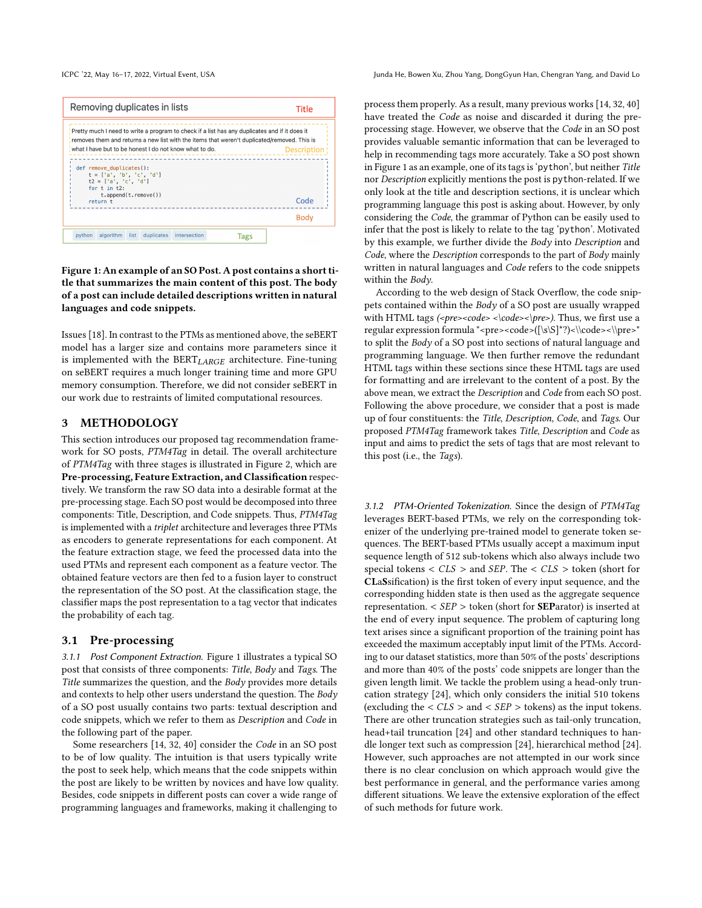Removing duplicates in lists — Title

Pretty much I need to write a program to check if a list has any duplicates and if it does it removes them and returns a new list with the items that weren't duplicated/removed. This is what I have but to be honest I do not know what to do. — Description

```
def remove_duplicates():
    t = ['a', 'b', 'c', 'd']
    t2 = ['a', 'c', 'd']
    for t in t2:
        t.append(t.remove())
    return t
```

Code

Body

python algorithm list duplicates intersection — Tags

**Figure 1: An example of an SO Post. A post contains a short title that summarizes the main content of this post. The body of a post can include detailed descriptions written in natural languages and code snippets.**

Issues [18]. In contrast to the PTMs as mentioned above, the seBERT model has a larger size and contains more parameters since it is implemented with the $\text{BERT}_{LARGE}$ architecture. Fine-tuning on seBERT requires a much longer training time and more GPU memory consumption. Therefore, we did not consider seBERT in our work due to restraints of limited computational resources.

## 3 METHODOLOGY

This section introduces our proposed tag recommendation framework for SO posts, *PTM4Tag* in detail. The overall architecture of *PTM4Tag* with three stages is illustrated in Figure 2, which are **Pre-processing, Feature Extraction, and Classification** respectively. We transform the raw SO data into a desirable format at the pre-processing stage. Each SO post would be decomposed into three components: Title, Description, and Code snippets. Thus, *PTM4Tag* is implemented with a *triplet* architecture and leverages three PTMs as encoders to generate representations for each component. At the feature extraction stage, we feed the processed data into the used PTMs and represent each component as a feature vector. The obtained feature vectors are then fed to a fusion layer to construct the representation of the SO post. At the classification stage, the classifier maps the post representation to a tag vector that indicates the probability of each tag.

### 3.1 Pre-processing

*3.1.1 Post Component Extraction.* Figure 1 illustrates a typical SO post that consists of three components: *Title*, *Body* and *Tags*. The *Title* summarizes the question, and the *Body* provides more details and contexts to help other users understand the question. The *Body* of a SO post usually contains two parts: textual description and code snippets, which we refer to them as *Description* and *Code* in the following part of the paper.

Some researchers [14, 32, 40] consider the *Code* in an SO post to be of low quality. The intuition is that users typically write the post to seek help, which means that the code snippets within the post are likely to be written by novices and have low quality. Besides, code snippets in different posts can cover a wide range of programming languages and frameworks, making it challenging to process them properly. As a result, many previous works [14, 32, 40] have treated the *Code* as noise and discarded it during the pre-processing stage. However, we observe that the *Code* in an SO post provides valuable semantic information that can be leveraged to help in recommending tags more accurately. Take a SO post shown in Figure 1 as an example, one of its tags is 'python', but neither *Title* nor *Description* explicitly mentions the post is python-related. If we only look at the title and description sections, it is unclear which programming language this post is asking about. However, by only considering the *Code*, the grammar of Python can be easily used to infer that the post is likely to relate to the tag 'python'. Motivated by this example, we further divide the *Body* into *Description* and *Code*, where the *Description* corresponds to the part of *Body* mainly written in natural languages and *Code* refers to the code snippets within the *Body*.

According to the web design of Stack Overflow, the code snippets contained within the *Body* of a SO post are usually wrapped with HTML tags *(<pre><code> <\code><\pre>)*. Thus, we first use a regular expression formula "<pre><code>([\s\S]*?)<\\code><\\pre>" to split the *Body* of a SO post into sections of natural language and programming language. We then further remove the redundant HTML tags within these sections since these HTML tags are used for formatting and are irrelevant to the content of a post. By the above mean, we extract the *Description* and *Code* from each SO post. Following the above procedure, we consider that a post is made up of four constituents: the *Title*, *Description*, *Code*, and *Tags*. Our proposed *PTM4Tag* framework takes *Title*, *Description* and *Code* as input and aims to predict the sets of tags that are most relevant to this post (i.e., the *Tags*).

*3.1.2 PTM-Oriented Tokenization.* Since the design of *PTM4Tag* leverages BERT-based PTMs, we rely on the corresponding tokenizer of the underlying pre-trained model to generate token sequences. The BERT-based PTMs usually accept a maximum input sequence length of 512 sub-tokens which also always include two special tokens < *CLS* > and *SEP*. The < *CLS* > token (short for **CLaSs**ification) is the first token of every input sequence, and the corresponding hidden state is then used as the aggregate sequence representation. < *SEP* > token (short for **SEP**arator) is inserted at the end of every input sequence. The problem of capturing long text arises since a significant proportion of the training point has exceeded the maximum acceptably input limit of the PTMs. According to our dataset statistics, more than 50% of the posts' descriptions and more than 40% of the posts' code snippets are longer than the given length limit. We tackle the problem using a head-only truncation strategy [24], which only considers the initial 510 tokens (excluding the < *CLS* > and < *SEP* > tokens) as the input tokens. There are other truncation strategies such as tail-only truncation, head+tail truncation [24] and other standard techniques to handle longer text such as compression [24], hierarchical method [24]. However, such approaches are not attempted in our work since there is no clear conclusion on which approach would give the best performance in general, and the performance varies among different situations. We leave the extensive exploration of the effect of such methods for future work.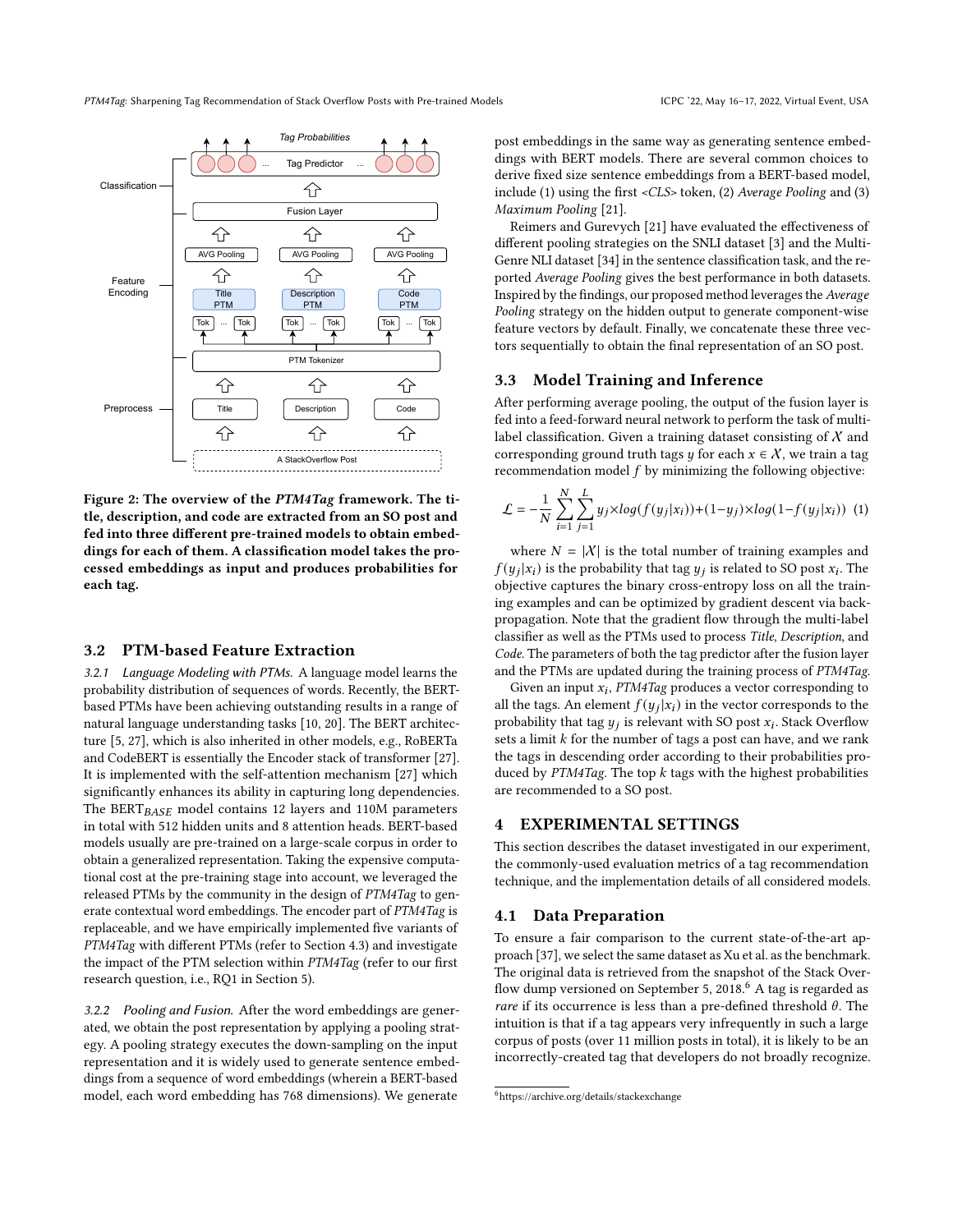Figure 2: The overview of the *PTM4Tag* framework. The title, description, and code are extracted from an SO post and fed into three different pre-trained models to obtain embeddings for each of them. A classification model takes the processed embeddings as input and produces probabilities for each tag.

## 3.2 PTM-based Feature Extraction

*3.2.1 Language Modeling with PTMs.* A language model learns the probability distribution of sequences of words. Recently, the BERT-based PTMs have been achieving outstanding results in a range of natural language understanding tasks [10, 20]. The BERT architecture [5, 27], which is also inherited in other models, e.g., RoBERTa and CodeBERT is essentially the Encoder stack of transformer [27]. It is implemented with the self-attention mechanism [27] which significantly enhances its ability in capturing long dependencies. The $\text{BERT}_{BASE}$ model contains 12 layers and 110M parameters in total with 512 hidden units and 8 attention heads. BERT-based models usually are pre-trained on a large-scale corpus in order to obtain a generalized representation. Taking the expensive computational cost at the pre-training stage into account, we leveraged the released PTMs by the community in the design of *PTM4Tag* to generate contextual word embeddings. The encoder part of *PTM4Tag* is replaceable, and we have empirically implemented five variants of *PTM4Tag* with different PTMs (refer to Section 4.3) and investigate the impact of the PTM selection within *PTM4Tag* (refer to our first research question, i.e., RQ1 in Section 5).

*3.2.2 Pooling and Fusion.* After the word embeddings are generated, we obtain the post representation by applying a pooling strategy. A pooling strategy executes the down-sampling on the input representation and it is widely used to generate sentence embeddings from a sequence of word embeddings (wherein a BERT-based model, each word embedding has 768 dimensions). We generate post embeddings in the same way as generating sentence embeddings with BERT models. There are several common choices to derive fixed size sentence embeddings from a BERT-based model, include (1) using the first *<CLS>* token, (2) *Average Pooling* and (3) *Maximum Pooling* [21].

Reimers and Gurevych [21] have evaluated the effectiveness of different pooling strategies on the SNLI dataset [3] and the Multi-Genre NLI dataset [34] in the sentence classification task, and the reported *Average Pooling* gives the best performance in both datasets. Inspired by the findings, our proposed method leverages the *Average Pooling* strategy on the hidden output to generate component-wise feature vectors by default. Finally, we concatenate these three vectors sequentially to obtain the final representation of an SO post.

## 3.3 Model Training and Inference

After performing average pooling, the output of the fusion layer is fed into a feed-forward neural network to perform the task of multi-label classification. Given a training dataset consisting of $\mathcal{X}$ and corresponding ground truth tags $y$ for each $x \in \mathcal{X}$, we train a tag recommendation model $f$ by minimizing the following objective:

$$\mathcal{L} = -\frac{1}{N}\sum_{i=1}^{N}\sum_{j=1}^{L} y_j \times log(f(y_j|x_i)) + (1-y_j) \times log(1-f(y_j|x_i)) \quad (1)$$

where $N = |\mathcal{X}|$ is the total number of training examples and $f(y_j|x_i)$ is the probability that tag $y_j$ is related to SO post $x_i$. The objective captures the binary cross-entropy loss on all the training examples and can be optimized by gradient descent via back-propagation. Note that the gradient flow through the multi-label classifier as well as the PTMs used to process *Title*, *Description*, and *Code*. The parameters of both the tag predictor after the fusion layer and the PTMs are updated during the training process of *PTM4Tag*.

Given an input $x_i$, *PTM4Tag* produces a vector corresponding to all the tags. An element $f(y_j|x_i)$ in the vector corresponds to the probability that tag $y_j$ is relevant with SO post $x_i$. Stack Overflow sets a limit $k$ for the number of tags a post can have, and we rank the tags in descending order according to their probabilities produced by *PTM4Tag*. The top $k$ tags with the highest probabilities are recommended to a SO post.

# 4 EXPERIMENTAL SETTINGS

This section describes the dataset investigated in our experiment, the commonly-used evaluation metrics of a tag recommendation technique, and the implementation details of all considered models.

## 4.1 Data Preparation

To ensure a fair comparison to the current state-of-the-art approach [37], we select the same dataset as Xu et al. as the benchmark. The original data is retrieved from the snapshot of the Stack Overflow dump versioned on September 5, 2018.[6] A tag is regarded as *rare* if its occurrence is less than a pre-defined threshold $\theta$. The intuition is that if a tag appears very infrequently in such a large corpus of posts (over 11 million posts in total), it is likely to be an incorrectly-created tag that developers do not broadly recognize.

[6] https://archive.org/details/stackexchange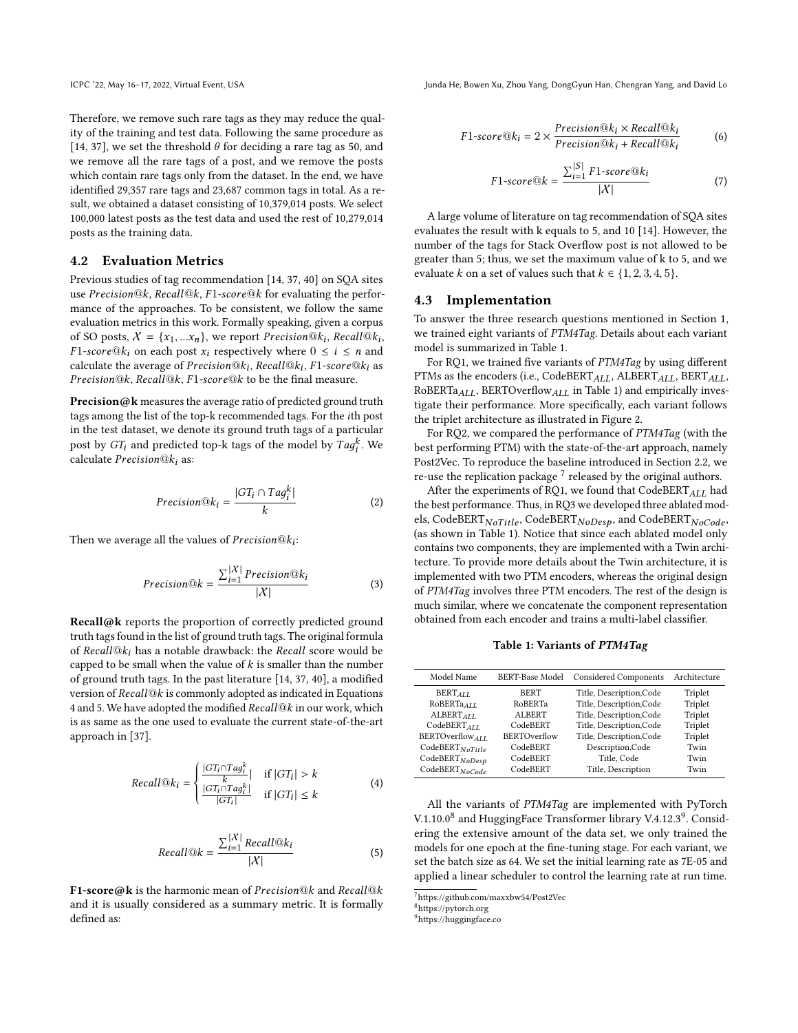Therefore, we remove such rare tags as they may reduce the quality of the training and test data. Following the same procedure as [14, 37], we set the threshold $\theta$ for deciding a rare tag as 50, and we remove all the rare tags of a post, and we remove the posts which contain rare tags only from the dataset. In the end, we have identified 29,357 rare tags and 23,687 common tags in total. As a result, we obtained a dataset consisting of 10,379,014 posts. We select 100,000 latest posts as the test data and used the rest of 10,279,014 posts as the training data.

## 4.2 Evaluation Metrics

Previous studies of tag recommendation [14, 37, 40] on SQA sites use $Precision@k$, $Recall@k$, $F1\text{-}score@k$ for evaluating the performance of the approaches. To be consistent, we follow the same evaluation metrics in this work. Formally speaking, given a corpus of SO posts, $\mathcal{X} = \{x_1, ...x_n\}$, we report $Precision@k_i$, $Recall@k_i$, $F1\text{-}score@k_i$ on each post $x_i$ respectively where $0 \leq i \leq n$ and calculate the average of $Precision@k_i$, $Recall@k_i$, $F1\text{-}score@k_i$ as $Precision@k$, $Recall@k$, $F1\text{-}score@k$ to be the final measure.

**Precision@k** measures the average ratio of predicted ground truth tags among the list of the top-k recommended tags. For the $i$th post in the test dataset, we denote its ground truth tags of a particular post by $GT_i$ and predicted top-k tags of the model by $Tag_i^k$. We calculate $Precision@k_i$ as:

$$Precision@k_i = \frac{|GT_i \cap Tag_i^k|}{k} \tag{2}$$

Then we average all the values of $Precision@k_i$:

$$Precision@k = \frac{\sum_{i=1}^{|\mathcal{X}|} Precision@k_i}{|\mathcal{X}|} \tag{3}$$

**Recall@k** reports the proportion of correctly predicted ground truth tags found in the list of ground truth tags. The original formula of $Recall@k_i$ has a notable drawback: the $Recall$ score would be capped to be small when the value of $k$ is smaller than the number of ground truth tags. In the past literature [14, 37, 40], a modified version of $Recall@k$ is commonly adopted as indicated in Equations 4 and 5. We have adopted the modified $Recall@k$ in our work, which is as same as the one used to evaluate the current state-of-the-art approach in [37].

$$Recall@k_i = \begin{cases} \frac{|GT_i \cap Tag_i^k|}{k} & \text{if } |GT_i| > k \\ \frac{|GT_i \cap Tag_i^k|}{|GT_i|} & \text{if } |GT_i| \leq k \end{cases} \tag{4}$$

$$Recall@k = \frac{\sum_{i=1}^{|\mathcal{X}|} Recall@k_i}{|\mathcal{X}|} \tag{5}$$

**F1-score@k** is the harmonic mean of $Precision@k$ and $Recall@k$ and it is usually considered as a summary metric. It is formally defined as:

$$F1\text{-}score@k_i = 2 \times \frac{Precision@k_i \times Recall@k_i}{Precision@k_i + Recall@k_i} \tag{6}$$

$$F1\text{-}score@k = \frac{\sum_{i=1}^{|S|} F1\text{-}score@k_i}{|\mathcal{X}|} \tag{7}$$

A large volume of literature on tag recommendation of SQA sites evaluates the result with k equals to 5, and 10 [14]. However, the number of the tags for Stack Overflow post is not allowed to be greater than 5; thus, we set the maximum value of k to 5, and we evaluate $k$ on a set of values such that $k \in \{1, 2, 3, 4, 5\}$.

## 4.3 Implementation

To answer the three research questions mentioned in Section 1, we trained eight variants of *PTM4Tag*. Details about each variant model is summarized in Table 1.

For RQ1, we trained five variants of *PTM4Tag* by using different PTMs as the encoders (i.e., $\text{CodeBERT}_{ALL}$, $\text{ALBERT}_{ALL}$, $\text{BERT}_{ALL}$, $\text{RoBERTa}_{ALL}$, $\text{BERTOverflow}_{ALL}$ in Table 1) and empirically investigate their performance. More specifically, each variant follows the triplet architecture as illustrated in Figure 2.

For RQ2, we compared the performance of *PTM4Tag* (with the best performing PTM) with the state-of-the-art approach, namely Post2Vec. To reproduce the baseline introduced in Section 2.2, we re-use the replication package [7] released by the original authors.

After the experiments of RQ1, we found that $\text{CodeBERT}_{ALL}$ had the best performance. Thus, in RQ3 we developed three ablated models, $\text{CodeBERT}_{NoTitle}$, $\text{CodeBERT}_{NoDesp}$, and $\text{CodeBERT}_{NoCode}$, (as shown in Table 1). Notice that since each ablated model only contains two components, they are implemented with a Twin architecture. To provide more details about the Twin architecture, it is implemented with two PTM encoders, whereas the original design of *PTM4Tag* involves three PTM encoders. The rest of the design is much similar, where we concatenate the component representation obtained from each encoder and trains a multi-label classifier.

**Table 1: Variants of *PTM4Tag***

| Model Name | BERT-Base Model | Considered Components | Architecture |
|---|---|---|---|
| $\text{BERT}_{ALL}$ | BERT | Title, Description,Code | Triplet |
| $\text{RoBERTa}_{ALL}$ | RoBERTa | Title, Description,Code | Triplet |
| $\text{ALBERT}_{ALL}$ | ALBERT | Title, Description,Code | Triplet |
| $\text{CodeBERT}_{ALL}$ | CodeBERT | Title, Description,Code | Triplet |
| $\text{BERTOverflow}_{ALL}$ | BERTOverflow | Title, Description,Code | Triplet |
| $\text{CodeBERT}_{NoTitle}$ | CodeBERT | Description,Code | Twin |
| $\text{CodeBERT}_{NoDesp}$ | CodeBERT | Title, Code | Twin |
| $\text{CodeBERT}_{NoCode}$ | CodeBERT | Title, Description | Twin |

All the variants of *PTM4Tag* are implemented with PyTorch V.1.10.0[8] and HuggingFace Transformer library V.4.12.3[9]. Considering the extensive amount of the data set, we only trained the models for one epoch at the fine-tuning stage. For each variant, we set the batch size as 64. We set the initial learning rate as 7E-05 and applied a linear scheduler to control the learning rate at run time.

[7] https://github.com/maxxbw54/Post2Vec

[8] https://pytorch.org

[9] https://huggingface.co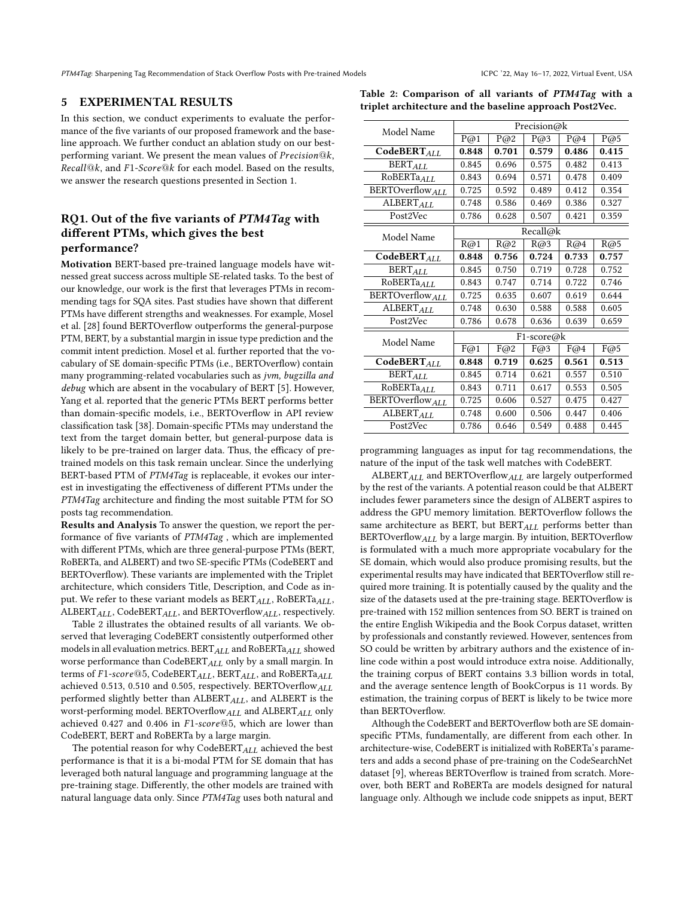## 5 EXPERIMENTAL RESULTS

In this section, we conduct experiments to evaluate the performance of the five variants of our proposed framework and the baseline approach. We further conduct an ablation study on our best-performing variant. We present the mean values of *Precision@k*, *Recall@k*, and *F1-Score@k* for each model. Based on the results, we answer the research questions presented in Section 1.

### RQ1. Out of the five variants of *PTM4Tag* with different PTMs, which gives the best performance?

**Motivation** BERT-based pre-trained language models have witnessed great success across multiple SE-related tasks. To the best of our knowledge, our work is the first that leverages PTMs in recommending tags for SQA sites. Past studies have shown that different PTMs have different strengths and weaknesses. For example, Mosel et al. [28] found BERTOverflow outperforms the general-purpose PTM, BERT, by a substantial margin in issue type prediction and the commit intent prediction. Mosel et al. further reported that the vocabulary of SE domain-specific PTMs (i.e., BERTOverflow) contain many programming-related vocabularies such as *jvm, bugzilla and debug* which are absent in the vocabulary of BERT [5]. However, Yang et al. reported that the generic PTMs BERT performs better than domain-specific models, i.e., BERTOverflow in API review classification task [38]. Domain-specific PTMs may understand the text from the target domain better, but general-purpose data is likely to be pre-trained on larger data. Thus, the efficacy of pre-trained models on this task remain unclear. Since the underlying BERT-based PTM of *PTM4Tag* is replaceable, it evokes our interest in investigating the effectiveness of different PTMs under the *PTM4Tag* architecture and finding the most suitable PTM for SO posts tag recommendation.

**Results and Analysis** To answer the question, we report the performance of five variants of *PTM4Tag* , which are implemented with different PTMs, which are three general-purpose PTMs (BERT, RoBERTa, and ALBERT) and two SE-specific PTMs (CodeBERT and BERTOverflow). These variants are implemented with the Triplet architecture, which considers Title, Description, and Code as input. We refer to these variant models as $\text{BERT}_{ALL}$, $\text{RoBERTa}_{ALL}$, $\text{ALBERT}_{ALL}$, $\text{CodeBERT}_{ALL}$, and $\text{BERTOverflow}_{ALL}$, respectively.

Table 2 illustrates the obtained results of all variants. We observed that leveraging CodeBERT consistently outperformed other models in all evaluation metrics. $\text{BERT}_{ALL}$ and $\text{RoBERTa}_{ALL}$ showed worse performance than $\text{CodeBERT}_{ALL}$ only by a small margin. In terms of *F1-score*@5, $\text{CodeBERT}_{ALL}$, $\text{BERT}_{ALL}$, and $\text{RoBERTa}_{ALL}$ achieved 0.513, 0.510 and 0.505, respectively. $\text{BERTOverflow}_{ALL}$ performed slightly better than $\text{ALBERT}_{ALL}$, and ALBERT is the worst-performing model. $\text{BERTOverflow}_{ALL}$ and $\text{ALBERT}_{ALL}$ only achieved 0.427 and 0.406 in *F1-score*@5, which are lower than CodeBERT, BERT and RoBERTa by a large margin.

The potential reason for why $\text{CodeBERT}_{ALL}$ achieved the best performance is that it is a bi-modal PTM for SE domain that has leveraged both natural language and programming language at the pre-training stage. Differently, the other models are trained with natural language data only. Since *PTM4Tag* uses both natural and programming languages as input for tag recommendations, the nature of the input of the task well matches with CodeBERT.

**Table 2: Comparison of all variants of *PTM4Tag* with a triplet architecture and the baseline approach Post2Vec.**

| Model Name | Precision@k | | | | |
|---|---|---|---|---|---|
| | P@1 | P@2 | P@3 | P@4 | P@5 |
| **$\text{CodeBERT}_{ALL}$** | **0.848** | **0.701** | **0.579** | **0.486** | **0.415** |
| $\text{BERT}_{ALL}$ | 0.845 | 0.696 | 0.575 | 0.482 | 0.413 |
| $\text{RoBERTa}_{ALL}$ | 0.843 | 0.694 | 0.571 | 0.478 | 0.409 |
| $\text{BERTOverflow}_{ALL}$ | 0.725 | 0.592 | 0.489 | 0.412 | 0.354 |
| $\text{ALBERT}_{ALL}$ | 0.748 | 0.586 | 0.469 | 0.386 | 0.327 |
| Post2Vec | 0.786 | 0.628 | 0.507 | 0.421 | 0.359 |
| **Model Name** | **Recall@k** | | | | |
| | R@1 | R@2 | R@3 | R@4 | R@5 |
| **$\text{CodeBERT}_{ALL}$** | **0.848** | **0.756** | **0.724** | **0.733** | **0.757** |
| $\text{BERT}_{ALL}$ | 0.845 | 0.750 | 0.719 | 0.728 | 0.752 |
| $\text{RoBERTa}_{ALL}$ | 0.843 | 0.747 | 0.714 | 0.722 | 0.746 |
| $\text{BERTOverflow}_{ALL}$ | 0.725 | 0.635 | 0.607 | 0.619 | 0.644 |
| $\text{ALBERT}_{ALL}$ | 0.748 | 0.630 | 0.588 | 0.588 | 0.605 |
| Post2Vec | 0.786 | 0.678 | 0.636 | 0.639 | 0.659 |
| **Model Name** | **F1-score@k** | | | | |
| | F@1 | F@2 | F@3 | F@4 | F@5 |
| **$\text{CodeBERT}_{ALL}$** | **0.848** | **0.719** | **0.625** | **0.561** | **0.513** |
| $\text{BERT}_{ALL}$ | 0.845 | 0.714 | 0.621 | 0.557 | 0.510 |
| $\text{RoBERTa}_{ALL}$ | 0.843 | 0.711 | 0.617 | 0.553 | 0.505 |
| $\text{BERTOverflow}_{ALL}$ | 0.725 | 0.606 | 0.527 | 0.475 | 0.427 |
| $\text{ALBERT}_{ALL}$ | 0.748 | 0.600 | 0.506 | 0.447 | 0.406 |
| Post2Vec | 0.786 | 0.646 | 0.549 | 0.488 | 0.445 |

$\text{ALBERT}_{ALL}$ and $\text{BERTOverflow}_{ALL}$ are largely outperformed by the rest of the variants. A potential reason could be that ALBERT includes fewer parameters since the design of ALBERT aspires to address the GPU memory limitation. BERTOverflow follows the same architecture as BERT, but $\text{BERT}_{ALL}$ performs better than $\text{BERTOverflow}_{ALL}$ by a large margin. By intuition, BERTOverflow is formulated with a much more appropriate vocabulary for the SE domain, which would also produce promising results, but the experimental results may have indicated that BERTOverflow still required more training. It is potentially caused by the quality and the size of the datasets used at the pre-training stage. BERTOverflow is pre-trained with 152 million sentences from SO. BERT is trained on the entire English Wikipedia and the Book Corpus dataset, written by professionals and constantly reviewed. However, sentences from SO could be written by arbitrary authors and the existence of inline code within a post would introduce extra noise. Additionally, the training corpus of BERT contains 3.3 billion words in total, and the average sentence length of BookCorpus is 11 words. By estimation, the training corpus of BERT is likely to be twice more than BERTOverflow.

Although the CodeBERT and BERTOverflow both are SE domain-specific PTMs, fundamentally, are different from each other. In architecture-wise, CodeBERT is initialized with RoBERTa's parameters and adds a second phase of pre-training on the CodeSearchNet dataset [9], whereas BERTOverflow is trained from scratch. Moreover, both BERT and RoBERTa are models designed for natural language only. Although we include code snippets as input, BERT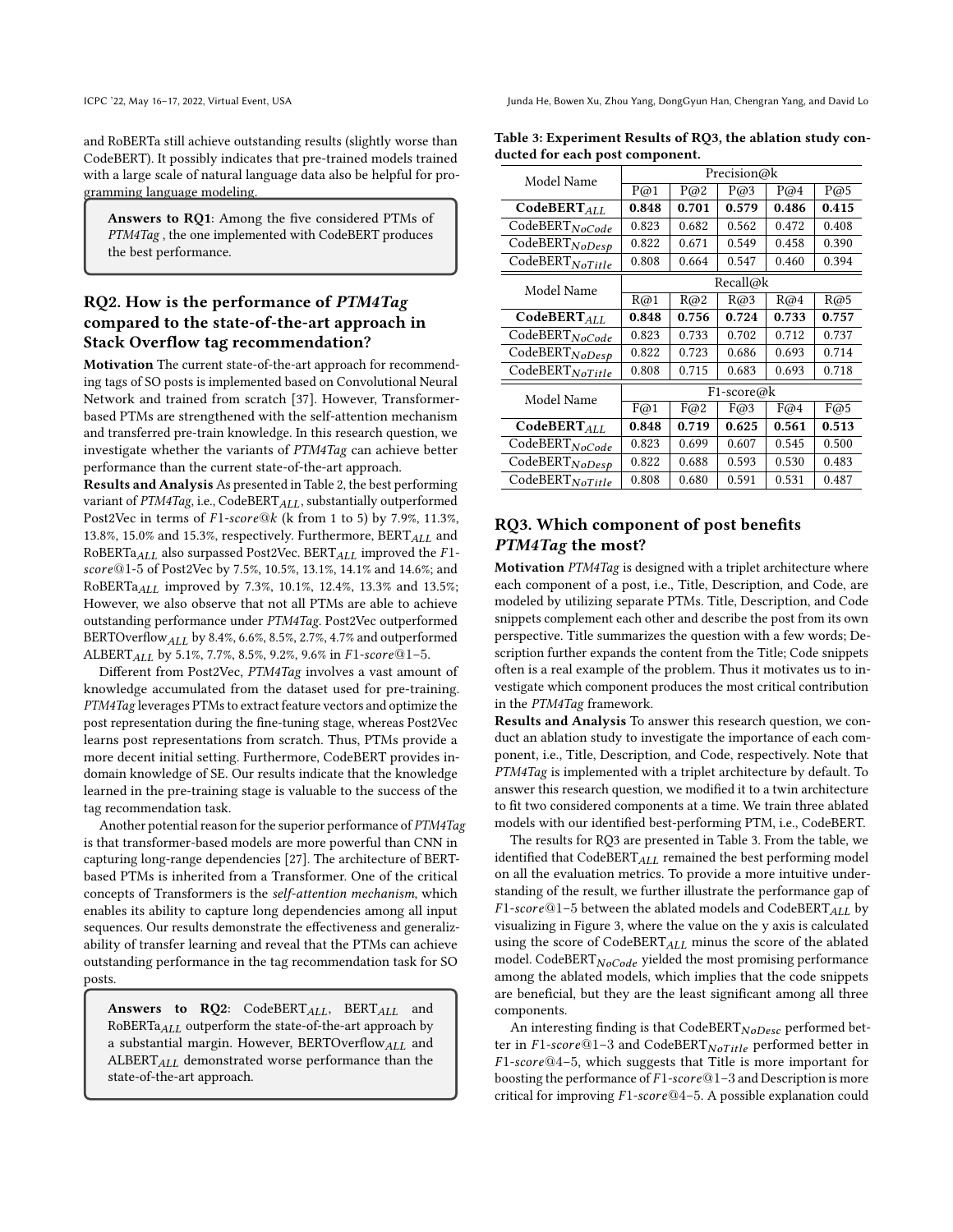and RoBERTa still achieve outstanding results (slightly worse than CodeBERT). It possibly indicates that pre-trained models trained with a large scale of natural language data also be helpful for programming language modeling.

> **Answers to RQ1**: Among the five considered PTMs of *PTM4Tag* , the one implemented with CodeBERT produces the best performance.

## RQ2. How is the performance of *PTM4Tag* compared to the state-of-the-art approach in Stack Overflow tag recommendation?

**Motivation** The current state-of-the-art approach for recommending tags of SO posts is implemented based on Convolutional Neural Network and trained from scratch [37]. However, Transformer-based PTMs are strengthened with the self-attention mechanism and transferred pre-train knowledge. In this research question, we investigate whether the variants of *PTM4Tag* can achieve better performance than the current state-of-the-art approach.

**Results and Analysis** As presented in Table 2, the best performing variant of *PTM4Tag*, i.e., CodeBERT$_{ALL}$, substantially outperformed Post2Vec in terms of $F1\text{-}score@k$ (k from 1 to 5) by 7.9%, 11.3%, 13.8%, 15.0% and 15.3%, respectively. Furthermore, BERT$_{ALL}$ and RoBERTa$_{ALL}$ also surpassed Post2Vec. BERT$_{ALL}$ improved the $F1\text{-}score$@1-5 of Post2Vec by 7.5%, 10.5%, 13.1%, 14.1% and 14.6%; and RoBERTa$_{ALL}$ improved by 7.3%, 10.1%, 12.4%, 13.3% and 13.5%; However, we also observe that not all PTMs are able to achieve outstanding performance under *PTM4Tag*. Post2Vec outperformed BERTOverflow$_{ALL}$ by 8.4%, 6.6%, 8.5%, 2.7%, 4.7% and outperformed ALBERT$_{ALL}$ by 5.1%, 7.7%, 8.5%, 9.2%, 9.6% in $F1\text{-}score$@1–5.

Different from Post2Vec, *PTM4Tag* involves a vast amount of knowledge accumulated from the dataset used for pre-training. *PTM4Tag* leverages PTMs to extract feature vectors and optimize the post representation during the fine-tuning stage, whereas Post2Vec learns post representations from scratch. Thus, PTMs provide a more decent initial setting. Furthermore, CodeBERT provides in-domain knowledge of SE. Our results indicate that the knowledge learned in the pre-training stage is valuable to the success of the tag recommendation task.

Another potential reason for the superior performance of *PTM4Tag* is that transformer-based models are more powerful than CNN in capturing long-range dependencies [27]. The architecture of BERT-based PTMs is inherited from a Transformer. One of the critical concepts of Transformers is the *self-attention mechanism*, which enables its ability to capture long dependencies among all input sequences. Our results demonstrate the effectiveness and generalizability of transfer learning and reveal that the PTMs can achieve outstanding performance in the tag recommendation task for SO posts.

> **Answers to RQ2**: CodeBERT$_{ALL}$, BERT$_{ALL}$ and RoBERTa$_{ALL}$ outperform the state-of-the-art approach by a substantial margin. However, BERTOverflow$_{ALL}$ and ALBERT$_{ALL}$ demonstrated worse performance than the state-of-the-art approach.

**Table 3: Experiment Results of RQ3, the ablation study conducted for each post component.**

| Model Name | Precision@k | | | | |
|---|---|---|---|---|---|
| | P@1 | P@2 | P@3 | P@4 | P@5 |
| **CodeBERT$_{ALL}$** | **0.848** | **0.701** | **0.579** | **0.486** | **0.415** |
| CodeBERT$_{NoCode}$ | 0.823 | 0.682 | 0.562 | 0.472 | 0.408 |
| CodeBERT$_{NoDesp}$ | 0.822 | 0.671 | 0.549 | 0.458 | 0.390 |
| CodeBERT$_{NoTitle}$ | 0.808 | 0.664 | 0.547 | 0.460 | 0.394 |
| **Model Name** | **Recall@k** | | | | |
| | R@1 | R@2 | R@3 | R@4 | R@5 |
| **CodeBERT$_{ALL}$** | **0.848** | **0.756** | **0.724** | **0.733** | **0.757** |
| CodeBERT$_{NoCode}$ | 0.823 | 0.733 | 0.702 | 0.712 | 0.737 |
| CodeBERT$_{NoDesp}$ | 0.822 | 0.723 | 0.686 | 0.693 | 0.714 |
| CodeBERT$_{NoTitle}$ | 0.808 | 0.715 | 0.683 | 0.693 | 0.718 |
| **Model Name** | **F1-score@k** | | | | |
| | F@1 | F@2 | F@3 | F@4 | F@5 |
| **CodeBERT$_{ALL}$** | **0.848** | **0.719** | **0.625** | **0.561** | **0.513** |
| CodeBERT$_{NoCode}$ | 0.823 | 0.699 | 0.607 | 0.545 | 0.500 |
| CodeBERT$_{NoDesp}$ | 0.822 | 0.688 | 0.593 | 0.530 | 0.483 |
| CodeBERT$_{NoTitle}$ | 0.808 | 0.680 | 0.591 | 0.531 | 0.487 |

## RQ3. Which component of post benefits *PTM4Tag* the most?

**Motivation** *PTM4Tag* is designed with a triplet architecture where each component of a post, i.e., Title, Description, and Code, are modeled by utilizing separate PTMs. Title, Description, and Code snippets complement each other and describe the post from its own perspective. Title summarizes the question with a few words; Description further expands the content from the Title; Code snippets often is a real example of the problem. Thus it motivates us to investigate which component produces the most critical contribution in the *PTM4Tag* framework.

**Results and Analysis** To answer this research question, we conduct an ablation study to investigate the importance of each component, i.e., Title, Description, and Code, respectively. Note that *PTM4Tag* is implemented with a triplet architecture by default. To answer this research question, we modified it to a twin architecture to fit two considered components at a time. We train three ablated models with our identified best-performing PTM, i.e., CodeBERT.

The results for RQ3 are presented in Table 3. From the table, we identified that CodeBERT$_{ALL}$ remained the best performing model on all the evaluation metrics. To provide a more intuitive understanding of the result, we further illustrate the performance gap of $F1\text{-}score$@1–5 between the ablated models and CodeBERT$_{ALL}$ by visualizing in Figure 3, where the value on the y axis is calculated using the score of CodeBERT$_{ALL}$ minus the score of the ablated model. CodeBERT$_{NoCode}$ yielded the most promising performance among the ablated models, which implies that the code snippets are beneficial, but they are the least significant among all three components.

An interesting finding is that CodeBERT$_{NoDesc}$ performed better in $F1\text{-}score$@1–3 and CodeBERT$_{NoTitle}$ performed better in $F1\text{-}score$@4–5, which suggests that Title is more important for boosting the performance of $F1\text{-}score$@1–3 and Description is more critical for improving $F1\text{-}score$@4–5. A possible explanation could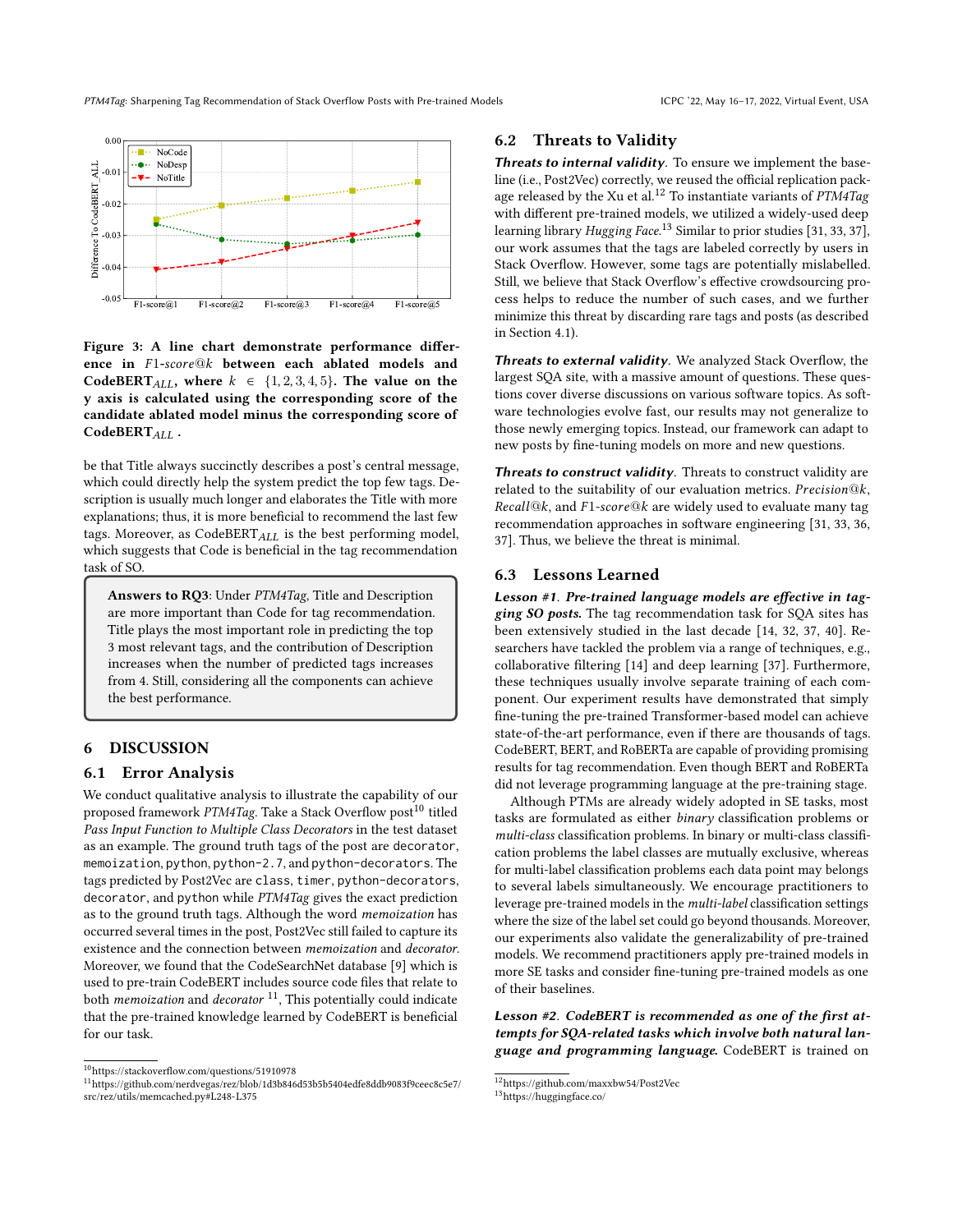Figure 3: A line chart demonstrate performance difference in $F1\text{-}score@k$ between each ablated models and CodeBERT$_{ALL}$, where $k \in \{1,2,3,4,5\}$. The value on the y axis is calculated using the corresponding score of the candidate ablated model minus the corresponding score of CodeBERT$_{ALL}$ .

be that Title always succinctly describes a post's central message, which could directly help the system predict the top few tags. Description is usually much longer and elaborates the Title with more explanations; thus, it is more beneficial to recommend the last few tags. Moreover, as CodeBERT$_{ALL}$ is the best performing model, which suggests that Code is beneficial in the tag recommendation task of SO.

> **Answers to RQ3**: Under *PTM4Tag*, Title and Description are more important than Code for tag recommendation. Title plays the most important role in predicting the top 3 most relevant tags, and the contribution of Description increases when the number of predicted tags increases from 4. Still, considering all the components can achieve the best performance.

# 6 DISCUSSION

## 6.1 Error Analysis

We conduct qualitative analysis to illustrate the capability of our proposed framework *PTM4Tag*. Take a Stack Overflow post[10] titled *Pass Input Function to Multiple Class Decorators* in the test dataset as an example. The ground truth tags of the post are `decorator`, `memoization`, `python`, `python-2.7`, and `python-decorators`. The tags predicted by Post2Vec are `class`, `timer`, `python-decorators`, `decorator`, and `python` while *PTM4Tag* gives the exact prediction as to the ground truth tags. Although the word *memoization* has occurred several times in the post, Post2Vec still failed to capture its existence and the connection between *memoization* and *decorator*. Moreover, we found that the CodeSearchNet database [9] which is used to pre-train CodeBERT includes source code files that relate to both *memoization* and *decorator* [11], This potentially could indicate that the pre-trained knowledge learned by CodeBERT is beneficial for our task.

## 6.2 Threats to Validity

***Threats to internal validity***. To ensure we implement the baseline (i.e., Post2Vec) correctly, we reused the official replication package released by the Xu et al.[12] To instantiate variants of *PTM4Tag* with different pre-trained models, we utilized a widely-used deep learning library *Hugging Face*.[13] Similar to prior studies [31, 33, 37], our work assumes that the tags are labeled correctly by users in Stack Overflow. However, some tags are potentially mislabelled. Still, we believe that Stack Overflow's effective crowdsourcing process helps to reduce the number of such cases, and we further minimize this threat by discarding rare tags and posts (as described in Section 4.1).

***Threats to external validity***. We analyzed Stack Overflow, the largest SQA site, with a massive amount of questions. These questions cover diverse discussions on various software topics. As software technologies evolve fast, our results may not generalize to those newly emerging topics. Instead, our framework can adapt to new posts by fine-tuning models on more and new questions.

***Threats to construct validity***. Threats to construct validity are related to the suitability of our evaluation metrics. *Precision@k*, *Recall@k*, and *F1-score@k* are widely used to evaluate many tag recommendation approaches in software engineering [31, 33, 36, 37]. Thus, we believe the threat is minimal.

## 6.3 Lessons Learned

***Lesson #1. Pre-trained language models are effective in tagging SO posts.*** The tag recommendation task for SQA sites has been extensively studied in the last decade [14, 32, 37, 40]. Researchers have tackled the problem via a range of techniques, e.g., collaborative filtering [14] and deep learning [37]. Furthermore, these techniques usually involve separate training of each component. Our experiment results have demonstrated that simply fine-tuning the pre-trained Transformer-based model can achieve state-of-the-art performance, even if there are thousands of tags. CodeBERT, BERT, and RoBERTa are capable of providing promising results for tag recommendation. Even though BERT and RoBERTa did not leverage programming language at the pre-training stage.

Although PTMs are already widely adopted in SE tasks, most tasks are formulated as either *binary* classification problems or *multi-class* classification problems. In binary or multi-class classification problems the label classes are mutually exclusive, whereas for multi-label classification problems each data point may belongs to several labels simultaneously. We encourage practitioners to leverage pre-trained models in the *multi-label* classification settings where the size of the label set could go beyond thousands. Moreover, our experiments also validate the generalizability of pre-trained models. We recommend practitioners apply pre-trained models in more SE tasks and consider fine-tuning pre-trained models as one of their baselines.

***Lesson #2. CodeBERT is recommended as one of the first attempts for SQA-related tasks which involve both natural language and programming language.*** CodeBERT is trained on

[10] https://stackoverflow.com/questions/51910978

[11] https://github.com/nerdvegas/rez/blob/1d3b846d53b5b5404edfe8ddb9083f9ceec8c5e7/src/rez/utils/memcached.py#L248-L375

[12] https://github.com/maxxbw54/Post2Vec

[13] https://huggingface.co/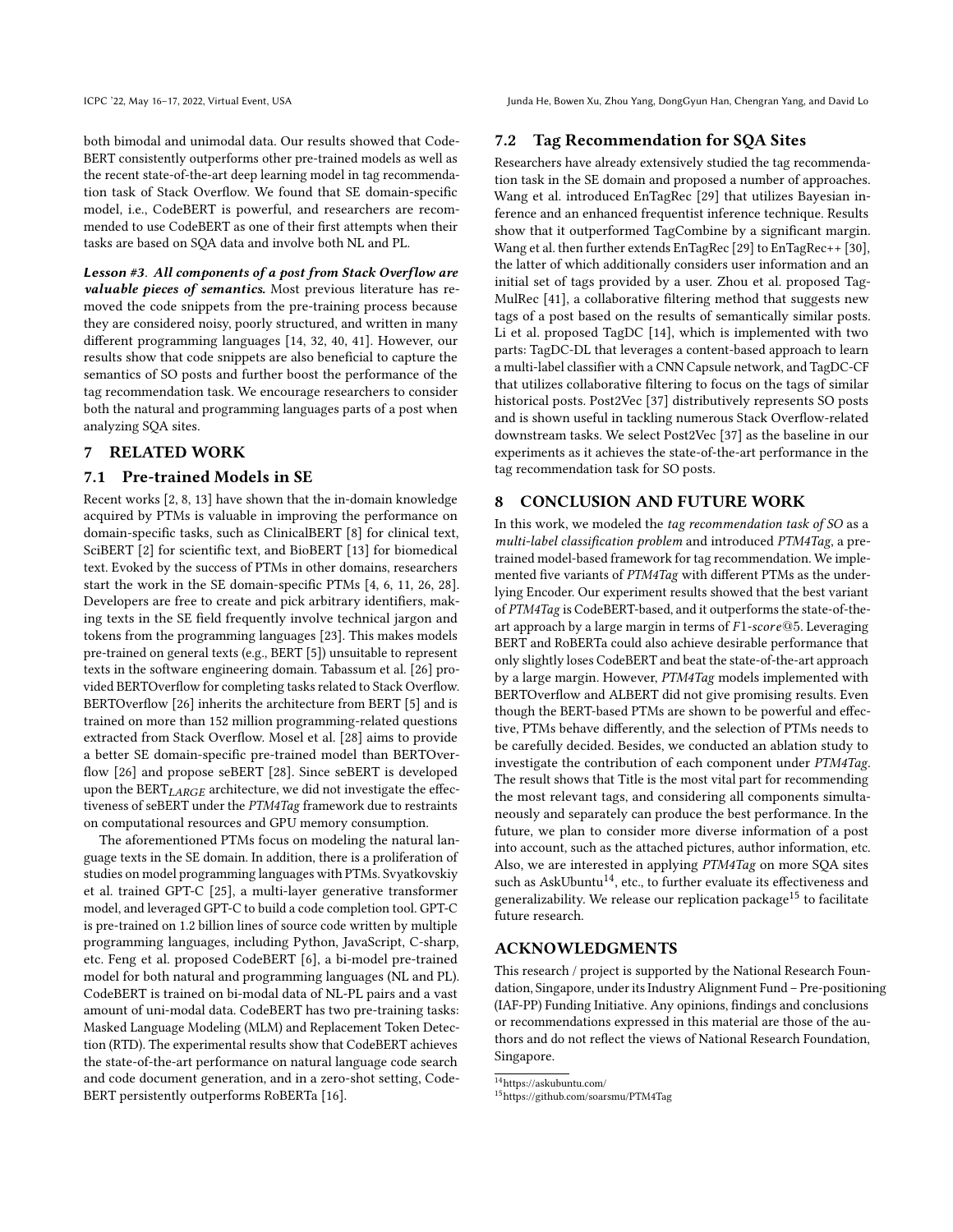both bimodal and unimodal data. Our results showed that CodeBERT consistently outperforms other pre-trained models as well as the recent state-of-the-art deep learning model in tag recommendation task of Stack Overflow. We found that SE domain-specific model, i.e., CodeBERT is powerful, and researchers are recommended to use CodeBERT as one of their first attempts when their tasks are based on SQA data and involve both NL and PL.

***Lesson #3. All components of a post from Stack Overflow are valuable pieces of semantics.*** Most previous literature has removed the code snippets from the pre-training process because they are considered noisy, poorly structured, and written in many different programming languages [14, 32, 40, 41]. However, our results show that code snippets are also beneficial to capture the semantics of SO posts and further boost the performance of the tag recommendation task. We encourage researchers to consider both the natural and programming languages parts of a post when analyzing SQA sites.

## 7 RELATED WORK

### 7.1 Pre-trained Models in SE

Recent works [2, 8, 13] have shown that the in-domain knowledge acquired by PTMs is valuable in improving the performance on domain-specific tasks, such as ClinicalBERT [8] for clinical text, SciBERT [2] for scientific text, and BioBERT [13] for biomedical text. Evoked by the success of PTMs in other domains, researchers start the work in the SE domain-specific PTMs [4, 6, 11, 26, 28]. Developers are free to create and pick arbitrary identifiers, making texts in the SE field frequently involve technical jargon and tokens from the programming languages [23]. This makes models pre-trained on general texts (e.g., BERT [5]) unsuitable to represent texts in the software engineering domain. Tabassum et al. [26] provided BERTOverflow for completing tasks related to Stack Overflow. BERTOverflow [26] inherits the architecture from BERT [5] and is trained on more than 152 million programming-related questions extracted from Stack Overflow. Mosel et al. [28] aims to provide a better SE domain-specific pre-trained model than BERTOverflow [26] and propose seBERT [28]. Since seBERT is developed upon the $\text{BERT}_{LARGE}$ architecture, we did not investigate the effectiveness of seBERT under the *PTM4Tag* framework due to restraints on computational resources and GPU memory consumption.

The aforementioned PTMs focus on modeling the natural language texts in the SE domain. In addition, there is a proliferation of studies on model programming languages with PTMs. Svyatkovskiy et al. trained GPT-C [25], a multi-layer generative transformer model, and leveraged GPT-C to build a code completion tool. GPT-C is pre-trained on 1.2 billion lines of source code written by multiple programming languages, including Python, JavaScript, C-sharp, etc. Feng et al. proposed CodeBERT [6], a bi-model pre-trained model for both natural and programming languages (NL and PL). CodeBERT is trained on bi-modal data of NL-PL pairs and a vast amount of uni-modal data. CodeBERT has two pre-training tasks: Masked Language Modeling (MLM) and Replacement Token Detection (RTD). The experimental results show that CodeBERT achieves the state-of-the-art performance on natural language code search and code document generation, and in a zero-shot setting, CodeBERT persistently outperforms RoBERTa [16].

### 7.2 Tag Recommendation for SQA Sites

Researchers have already extensively studied the tag recommendation task in the SE domain and proposed a number of approaches. Wang et al. introduced EnTagRec [29] that utilizes Bayesian inference and an enhanced frequentist inference technique. Results show that it outperformed TagCombine by a significant margin. Wang et al. then further extends EnTagRec [29] to EnTagRec++ [30], the latter of which additionally considers user information and an initial set of tags provided by a user. Zhou et al. proposed TagMulRec [41], a collaborative filtering method that suggests new tags of a post based on the results of semantically similar posts. Li et al. proposed TagDC [14], which is implemented with two parts: TagDC-DL that leverages a content-based approach to learn a multi-label classifier with a CNN Capsule network, and TagDC-CF that utilizes collaborative filtering to focus on the tags of similar historical posts. Post2Vec [37] distributively represents SO posts and is shown useful in tackling numerous Stack Overflow-related downstream tasks. We select Post2Vec [37] as the baseline in our experiments as it achieves the state-of-the-art performance in the tag recommendation task for SO posts.

## 8 CONCLUSION AND FUTURE WORK

In this work, we modeled the *tag recommendation task of SO* as a *multi-label classification problem* and introduced *PTM4Tag*, a pre-trained model-based framework for tag recommendation. We implemented five variants of *PTM4Tag* with different PTMs as the underlying Encoder. Our experiment results showed that the best variant of *PTM4Tag* is CodeBERT-based, and it outperforms the state-of-the-art approach by a large margin in terms of $F1\text{-}score@5$. Leveraging BERT and RoBERTa could also achieve desirable performance that only slightly loses CodeBERT and beat the state-of-the-art approach by a large margin. However, *PTM4Tag* models implemented with BERTOverflow and ALBERT did not give promising results. Even though the BERT-based PTMs are shown to be powerful and effective, PTMs behave differently, and the selection of PTMs needs to be carefully decided. Besides, we conducted an ablation study to investigate the contribution of each component under *PTM4Tag*. The result shows that Title is the most vital part for recommending the most relevant tags, and considering all components simultaneously and separately can produce the best performance. In the future, we plan to consider more diverse information of a post into account, such as the attached pictures, author information, etc. Also, we are interested in applying *PTM4Tag* on more SQA sites such as AskUbuntu[14], etc., to further evaluate its effectiveness and generalizability. We release our replication package[15] to facilitate future research.

## ACKNOWLEDGMENTS

This research / project is supported by the National Research Foundation, Singapore, under its Industry Alignment Fund – Pre-positioning (IAF-PP) Funding Initiative. Any opinions, findings and conclusions or recommendations expressed in this material are those of the authors and do not reflect the views of National Research Foundation, Singapore.

[14] https://askubuntu.com/

[15] https://github.com/soarsmu/PTM4Tag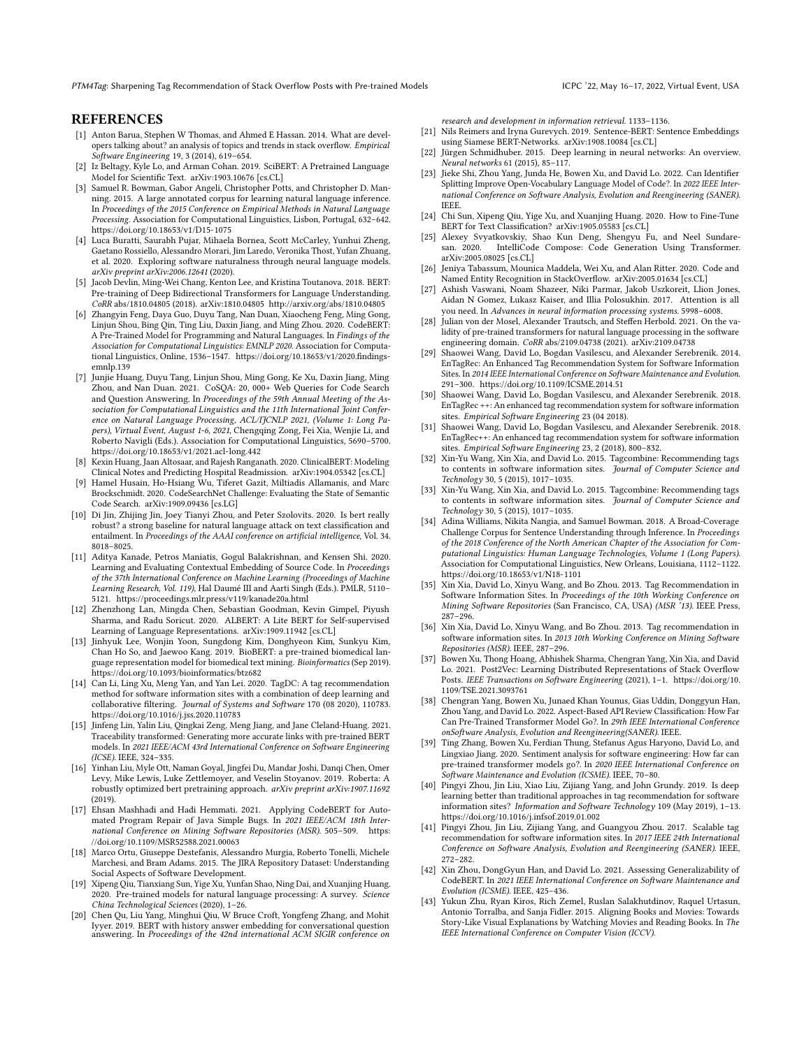# REFERENCES

[1] Anton Barua, Stephen W Thomas, and Ahmed E Hassan. 2014. What are developers talking about? an analysis of topics and trends in stack overflow. *Empirical Software Engineering* 19, 3 (2014), 619–654.

[2] Iz Beltagy, Kyle Lo, and Arman Cohan. 2019. SciBERT: A Pretrained Language Model for Scientific Text. arXiv:1903.10676 [cs.CL]

[3] Samuel R. Bowman, Gabor Angeli, Christopher Potts, and Christopher D. Manning. 2015. A large annotated corpus for learning natural language inference. In *Proceedings of the 2015 Conference on Empirical Methods in Natural Language Processing*. Association for Computational Linguistics, Lisbon, Portugal, 632–642. https://doi.org/10.18653/v1/D15-1075

[4] Luca Buratti, Saurabh Pujar, Mihaela Bornea, Scott McCarley, Yunhui Zheng, Gaetano Rossiello, Alessandro Morari, Jim Laredo, Veronika Thost, Yufan Zhuang, et al. 2020. Exploring software naturalness through neural language models. *arXiv preprint arXiv:2006.12641* (2020).

[5] Jacob Devlin, Ming-Wei Chang, Kenton Lee, and Kristina Toutanova. 2018. BERT: Pre-training of Deep Bidirectional Transformers for Language Understanding. *CoRR* abs/1810.04805 (2018). arXiv:1810.04805 http://arxiv.org/abs/1810.04805

[6] Zhangyin Feng, Daya Guo, Duyu Tang, Nan Duan, Xiaocheng Feng, Ming Gong, Linjun Shou, Bing Qin, Ting Liu, Daxin Jiang, and Ming Zhou. 2020. CodeBERT: A Pre-Trained Model for Programming and Natural Languages. In *Findings of the Association for Computational Linguistics: EMNLP 2020*. Association for Computational Linguistics, Online, 1536–1547. https://doi.org/10.18653/v1/2020.findings-emnlp.139

[7] Junjie Huang, Duyu Tang, Linjun Shou, Ming Gong, Ke Xu, Daxin Jiang, Ming Zhou, and Nan Duan. 2021. CoSQA: 20, 000+ Web Queries for Code Search and Question Answering. In *Proceedings of the 59th Annual Meeting of the Association for Computational Linguistics and the 11th International Joint Conference on Natural Language Processing, ACL/IJCNLP 2021, (Volume 1: Long Papers), Virtual Event, August 1-6, 2021*, Chengqing Zong, Fei Xia, Wenjie Li, and Roberto Navigli (Eds.). Association for Computational Linguistics, 5690–5700. https://doi.org/10.18653/v1/2021.acl-long.442

[8] Kexin Huang, Jaan Altosaar, and Rajesh Ranganath. 2020. ClinicalBERT: Modeling Clinical Notes and Predicting Hospital Readmission. arXiv:1904.05342 [cs.CL]

[9] Hamel Husain, Ho-Hsiang Wu, Tiferet Gazit, Miltiadis Allamanis, and Marc Brockschmidt. 2020. CodeSearchNet Challenge: Evaluating the State of Semantic Code Search. arXiv:1909.09436 [cs.LG]

[10] Di Jin, Zhijing Jin, Joey Tianyi Zhou, and Peter Szolovits. 2020. Is bert really robust? a strong baseline for natural language attack on text classification and entailment. In *Proceedings of the AAAI conference on artificial intelligence*, Vol. 34. 8018–8025.

[11] Aditya Kanade, Petros Maniatis, Gogul Balakrishnan, and Kensen Shi. 2020. Learning and Evaluating Contextual Embedding of Source Code. In *Proceedings of the 37th International Conference on Machine Learning (Proceedings of Machine Learning Research, Vol. 119)*, Hal Daumé III and Aarti Singh (Eds.). PMLR, 5110–5121. https://proceedings.mlr.press/v119/kanade20a.html

[12] Zhenzhong Lan, Mingda Chen, Sebastian Goodman, Kevin Gimpel, Piyush Sharma, and Radu Soricut. 2020. ALBERT: A Lite BERT for Self-supervised Learning of Language Representations. arXiv:1909.11942 [cs.CL]

[13] Jinhyuk Lee, Wonjin Yoon, Sungdong Kim, Donghyeon Kim, Sunkyu Kim, Chan Ho So, and Jaewoo Kang. 2019. BioBERT: a pre-trained biomedical language representation model for biomedical text mining. *Bioinformatics* (Sep 2019). https://doi.org/10.1093/bioinformatics/btz682

[14] Can Li, Ling Xu, Meng Yan, and Yan Lei. 2020. TagDC: A tag recommendation method for software information sites with a combination of deep learning and collaborative filtering. *Journal of Systems and Software* 170 (08 2020), 110783. https://doi.org/10.1016/j.jss.2020.110783

[15] Jinfeng Lin, Yalin Liu, Qingkai Zeng, Meng Jiang, and Jane Cleland-Huang. 2021. Traceability transformed: Generating more accurate links with pre-trained BERT models. In *2021 IEEE/ACM 43rd International Conference on Software Engineering (ICSE)*. IEEE, 324–335.

[16] Yinhan Liu, Myle Ott, Naman Goyal, Jingfei Du, Mandar Joshi, Danqi Chen, Omer Levy, Mike Lewis, Luke Zettlemoyer, and Veselin Stoyanov. 2019. Roberta: A robustly optimized bert pretraining approach. *arXiv preprint arXiv:1907.11692* (2019).

[17] Ehsan Mashhadi and Hadi Hemmati. 2021. Applying CodeBERT for Automated Program Repair of Java Simple Bugs. In *2021 IEEE/ACM 18th International Conference on Mining Software Repositories (MSR)*. 505–509. https://doi.org/10.1109/MSR52588.2021.00063

[18] Marco Ortu, Giuseppe Destefanis, Alessandro Murgia, Roberto Tonelli, Michele Marchesi, and Bram Adams. 2015. The JIRA Repository Dataset: Understanding Social Aspects of Software Development.

[19] Xipeng Qiu, Tianxiang Sun, Yige Xu, Yunfan Shao, Ning Dai, and Xuanjing Huang. 2020. Pre-trained models for natural language processing: A survey. *Science China Technological Sciences* (2020), 1–26.

[20] Chen Qu, Liu Yang, Minghui Qiu, W Bruce Croft, Yongfeng Zhang, and Mohit Iyyer. 2019. BERT with history answer embedding for conversational question answering. In *Proceedings of the 42nd international ACM SIGIR conference on research and development in information retrieval*. 1133–1136.

[21] Nils Reimers and Iryna Gurevych. 2019. Sentence-BERT: Sentence Embeddings using Siamese BERT-Networks. arXiv:1908.10084 [cs.CL]

[22] Jürgen Schmidhuber. 2015. Deep learning in neural networks: An overview. *Neural networks* 61 (2015), 85–117.

[23] Jieke Shi, Zhou Yang, Junda He, Bowen Xu, and David Lo. 2022. Can Identifier Splitting Improve Open-Vocabulary Language Model of Code?. In *2022 IEEE International Conference on Software Analysis, Evolution and Reengineering (SANER)*. IEEE.

[24] Chi Sun, Xipeng Qiu, Yige Xu, and Xuanjing Huang. 2020. How to Fine-Tune BERT for Text Classification? arXiv:1905.05583 [cs.CL]

[25] Alexey Svyatkovskiy, Shao Kun Deng, Shengyu Fu, and Neel Sundaresan. 2020. IntelliCode Compose: Code Generation Using Transformer. arXiv:2005.08025 [cs.CL]

[26] Jeniya Tabassum, Mounica Maddela, Wei Xu, and Alan Ritter. 2020. Code and Named Entity Recognition in StackOverflow. arXiv:2005.01634 [cs.CL]

[27] Ashish Vaswani, Noam Shazeer, Niki Parmar, Jakob Uszkoreit, Llion Jones, Aidan N Gomez, Łukasz Kaiser, and Illia Polosukhin. 2017. Attention is all you need. In *Advances in neural information processing systems*. 5998–6008.

[28] Julian von der Mosel, Alexander Trautsch, and Steffen Herbold. 2021. On the validity of pre-trained transformers for natural language processing in the software engineering domain. *CoRR* abs/2109.04738 (2021). arXiv:2109.04738

[29] Shaowei Wang, David Lo, Bogdan Vasilescu, and Alexander Serebrenik. 2014. EnTagRec: An Enhanced Tag Recommendation System for Software Information Sites. In *2014 IEEE International Conference on Software Maintenance and Evolution*. 291–300. https://doi.org/10.1109/ICSME.2014.51

[30] Shaowei Wang, David Lo, Bogdan Vasilescu, and Alexander Serebrenik. 2018. EnTagRec ++: An enhanced tag recommendation system for software information sites. *Empirical Software Engineering* 23 (04 2018).

[31] Shaowei Wang, David Lo, Bogdan Vasilescu, and Alexander Serebrenik. 2018. EnTagRec++: An enhanced tag recommendation system for software information sites. *Empirical Software Engineering* 23, 2 (2018), 800–832.

[32] Xin-Yu Wang, Xin Xia, and David Lo. 2015. Tagcombine: Recommending tags to contents in software information sites. *Journal of Computer Science and Technology* 30, 5 (2015), 1017–1035.

[33] Xin-Yu Wang, Xin Xia, and David Lo. 2015. Tagcombine: Recommending tags to contents in software information sites. *Journal of Computer Science and Technology* 30, 5 (2015), 1017–1035.

[34] Adina Williams, Nikita Nangia, and Samuel Bowman. 2018. A Broad-Coverage Challenge Corpus for Sentence Understanding through Inference. In *Proceedings of the 2018 Conference of the North American Chapter of the Association for Computational Linguistics: Human Language Technologies, Volume 1 (Long Papers)*. Association for Computational Linguistics, New Orleans, Louisiana, 1112–1122. https://doi.org/10.18653/v1/N18-1101

[35] Xin Xia, David Lo, Xinyu Wang, and Bo Zhou. 2013. Tag Recommendation in Software Information Sites. In *Proceedings of the 10th Working Conference on Mining Software Repositories* (San Francisco, CA, USA) *(MSR '13)*. IEEE Press, 287–296.

[36] Xin Xia, David Lo, Xinyu Wang, and Bo Zhou. 2013. Tag recommendation in software information sites. In *2013 10th Working Conference on Mining Software Repositories (MSR)*. IEEE, 287–296.

[37] Bowen Xu, Thong Hoang, Abhishek Sharma, Chengran Yang, Xin Xia, and David Lo. 2021. Post2Vec: Learning Distributed Representations of Stack Overflow Posts. *IEEE Transactions on Software Engineering* (2021), 1–1. https://doi.org/10.1109/TSE.2021.3093761

[38] Chengran Yang, Bowen Xu, Junaed Khan Younus, Gias Uddin, Donggyun Han, Zhou Yang, and David Lo. 2022. Aspect-Based API Review Classification: How Far Can Pre-Trained Transformer Model Go?. In *29th IEEE International Conference onSoftware Analysis, Evolution and Reengineering(SANER)*. IEEE.

[39] Ting Zhang, Bowen Xu, Ferdian Thung, Stefanus Agus Haryono, David Lo, and Lingxiao Jiang. 2020. Sentiment analysis for software engineering: How far can pre-trained transformer models go?. In *2020 IEEE International Conference on Software Maintenance and Evolution (ICSME)*. IEEE, 70–80.

[40] Pingyi Zhou, Jin Liu, Xiao Liu, Zijiang Yang, and John Grundy. 2019. Is deep learning better than traditional approaches in tag recommendation for software information sites? *Information and Software Technology* 109 (May 2019), 1–13. https://doi.org/10.1016/j.infsof.2019.01.002

[41] Pingyi Zhou, Jin Liu, Zijiang Yang, and Guangyou Zhou. 2017. Scalable tag recommendation for software information sites. In *2017 IEEE 24th International Conference on Software Analysis, Evolution and Reengineering (SANER)*. IEEE, 272–282.

[42] Xin Zhou, DongGyun Han, and David Lo. 2021. Assessing Generalizability of CodeBERT. In *2021 IEEE International Conference on Software Maintenance and Evolution (ICSME)*. IEEE, 425–436.

[43] Yukun Zhu, Ryan Kiros, Rich Zemel, Ruslan Salakhutdinov, Raquel Urtasun, Antonio Torralba, and Sanja Fidler. 2015. Aligning Books and Movies: Towards Story-Like Visual Explanations by Watching Movies and Reading Books. In *The IEEE International Conference on Computer Vision (ICCV)*.